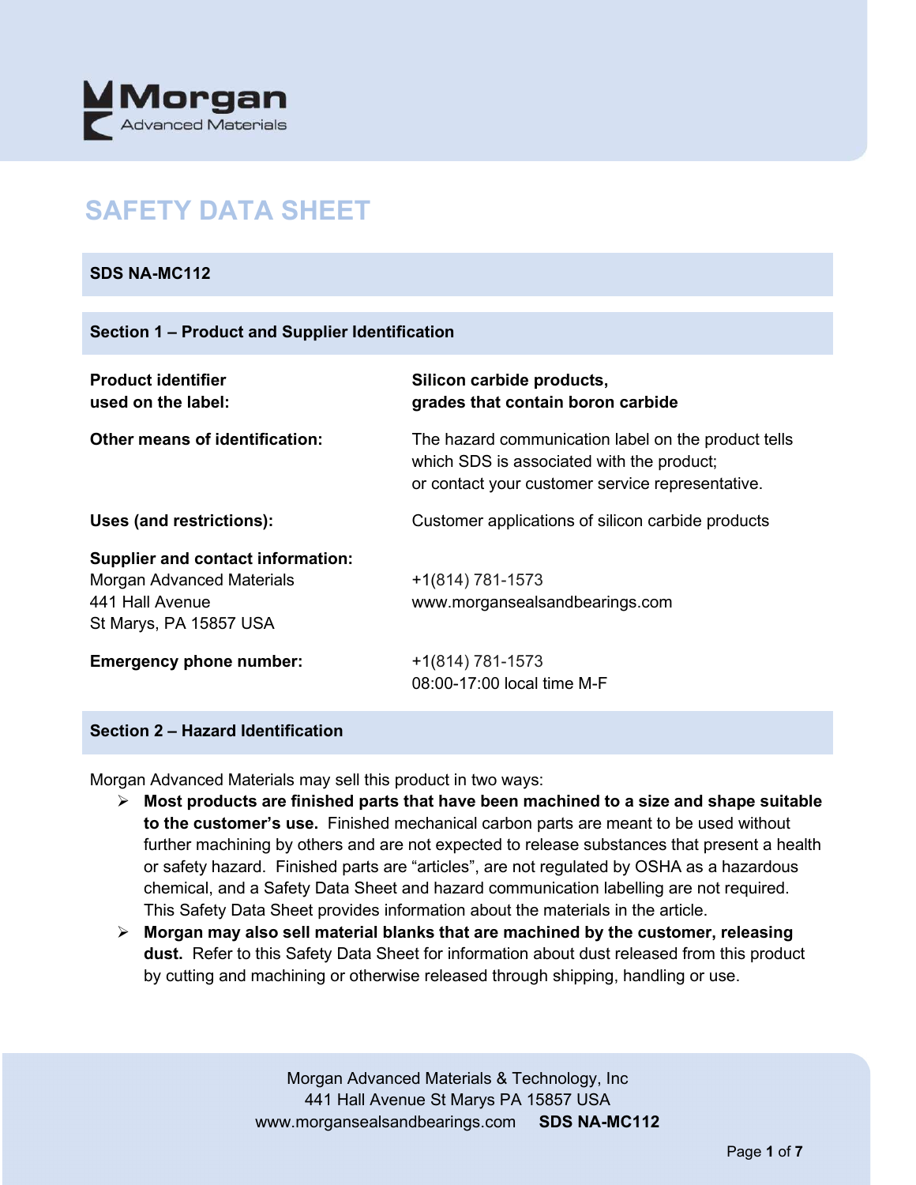Morgan
Advanced Materials

# SAFETY DATA SHEET

## SDS NA-MC112

## Section 1 – Product and Supplier Identification

| | |
|---|---|
| **Product identifier used on the label:** | **Silicon carbide products, grades that contain boron carbide** |
| **Other means of identification:** | The hazard communication label on the product tells which SDS is associated with the product; or contact your customer service representative. |
| **Uses (and restrictions):** | Customer applications of silicon carbide products |
| **Supplier and contact information:** Morgan Advanced Materials 441 Hall Avenue St Marys, PA 15857 USA | +1(814) 781-1573 www.morgansealsandbearings.com |
| **Emergency phone number:** | +1(814) 781-1573 08:00-17:00 local time M-F |

## Section 2 – Hazard Identification

Morgan Advanced Materials may sell this product in two ways:

- **Most products are finished parts that have been machined to a size and shape suitable to the customer's use.** Finished mechanical carbon parts are meant to be used without further machining by others and are not expected to release substances that present a health or safety hazard. Finished parts are "articles", are not regulated by OSHA as a hazardous chemical, and a Safety Data Sheet and hazard communication labelling are not required. This Safety Data Sheet provides information about the materials in the article.
- **Morgan may also sell material blanks that are machined by the customer, releasing dust.** Refer to this Safety Data Sheet for information about dust released from this product by cutting and machining or otherwise released through shipping, handling or use.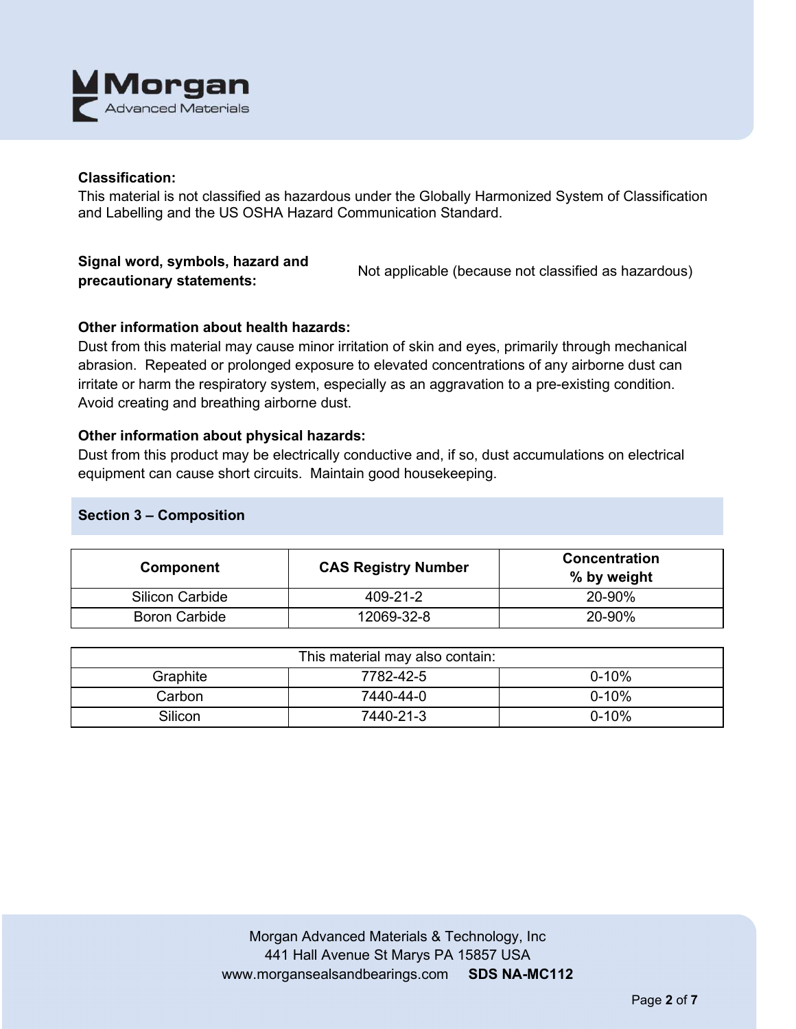**Classification:**
This material is not classified as hazardous under the Globally Harmonized System of Classification and Labelling and the US OSHA Hazard Communication Standard.

**Signal word, symbols, hazard and precautionary statements:** Not applicable (because not classified as hazardous)

**Other information about health hazards:**
Dust from this material may cause minor irritation of skin and eyes, primarily through mechanical abrasion. Repeated or prolonged exposure to elevated concentrations of any airborne dust can irritate or harm the respiratory system, especially as an aggravation to a pre-existing condition. Avoid creating and breathing airborne dust.

**Other information about physical hazards:**
Dust from this product may be electrically conductive and, if so, dust accumulations on electrical equipment can cause short circuits. Maintain good housekeeping.

## Section 3 – Composition

| Component | CAS Registry Number | Concentration % by weight |
|---|---|---|
| Silicon Carbide | 409-21-2 | 20-90% |
| Boron Carbide | 12069-32-8 | 20-90% |

| This material may also contain: | | |
|---|---|---|
| Graphite | 7782-42-5 | 0-10% |
| Carbon | 7440-44-0 | 0-10% |
| Silicon | 7440-21-3 | 0-10% |

Morgan Advanced Materials & Technology, Inc
441 Hall Avenue St Marys PA 15857 USA
www.morgansealsandbearings.com **SDS NA-MC112**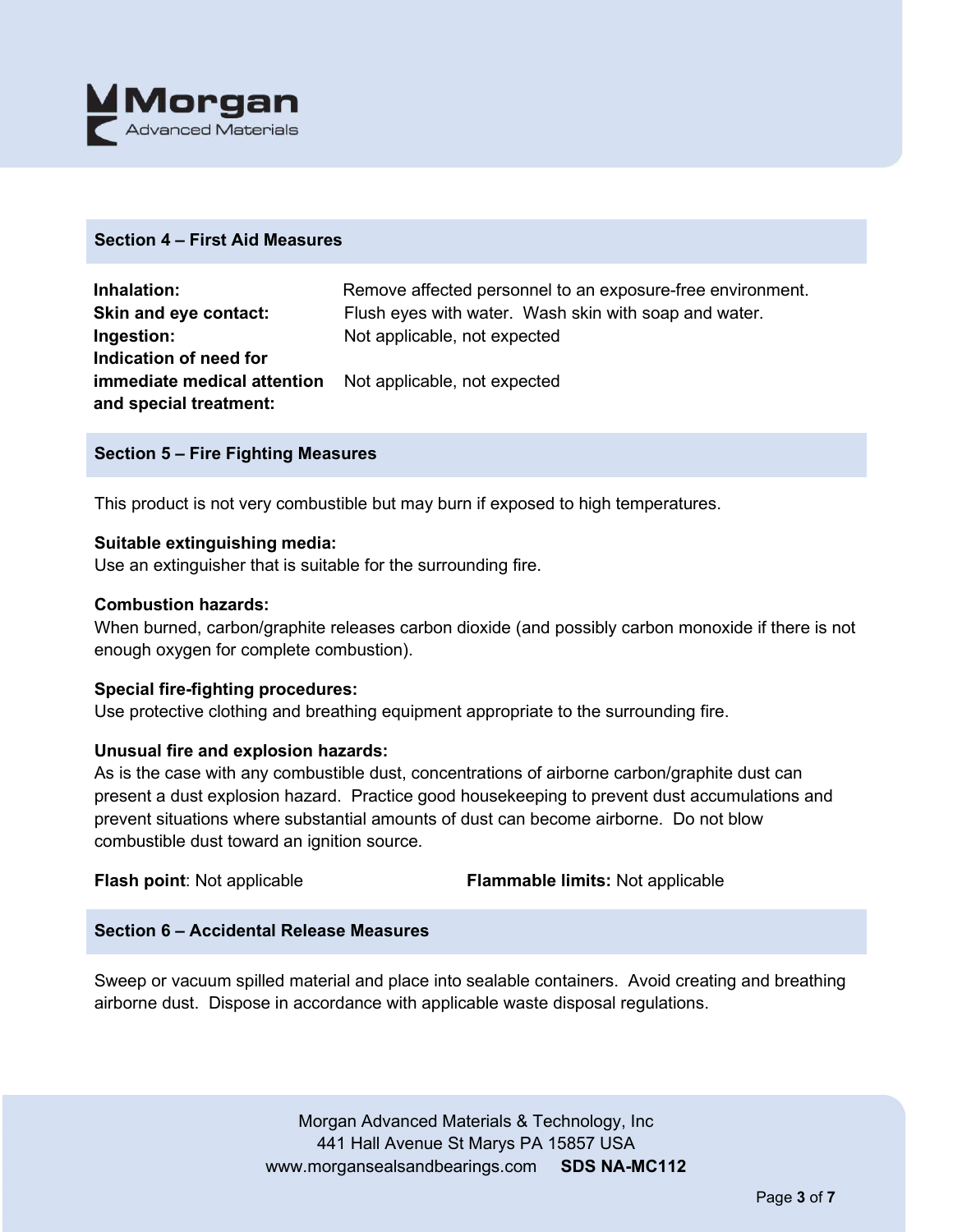## Section 4 – First Aid Measures

| | |
|---|---|
| **Inhalation:** | Remove affected personnel to an exposure-free environment. |
| **Skin and eye contact:** | Flush eyes with water. Wash skin with soap and water. |
| **Ingestion:** | Not applicable, not expected |
| **Indication of need for immediate medical attention and special treatment:** | Not applicable, not expected |

## Section 5 – Fire Fighting Measures

This product is not very combustible but may burn if exposed to high temperatures.

**Suitable extinguishing media:**
Use an extinguisher that is suitable for the surrounding fire.

**Combustion hazards:**
When burned, carbon/graphite releases carbon dioxide (and possibly carbon monoxide if there is not enough oxygen for complete combustion).

**Special fire-fighting procedures:**
Use protective clothing and breathing equipment appropriate to the surrounding fire.

**Unusual fire and explosion hazards:**
As is the case with any combustible dust, concentrations of airborne carbon/graphite dust can present a dust explosion hazard. Practice good housekeeping to prevent dust accumulations and prevent situations where substantial amounts of dust can become airborne. Do not blow combustible dust toward an ignition source.

**Flash point**: Not applicable **Flammable limits:** Not applicable

## Section 6 – Accidental Release Measures

Sweep or vacuum spilled material and place into sealable containers. Avoid creating and breathing airborne dust. Dispose in accordance with applicable waste disposal regulations.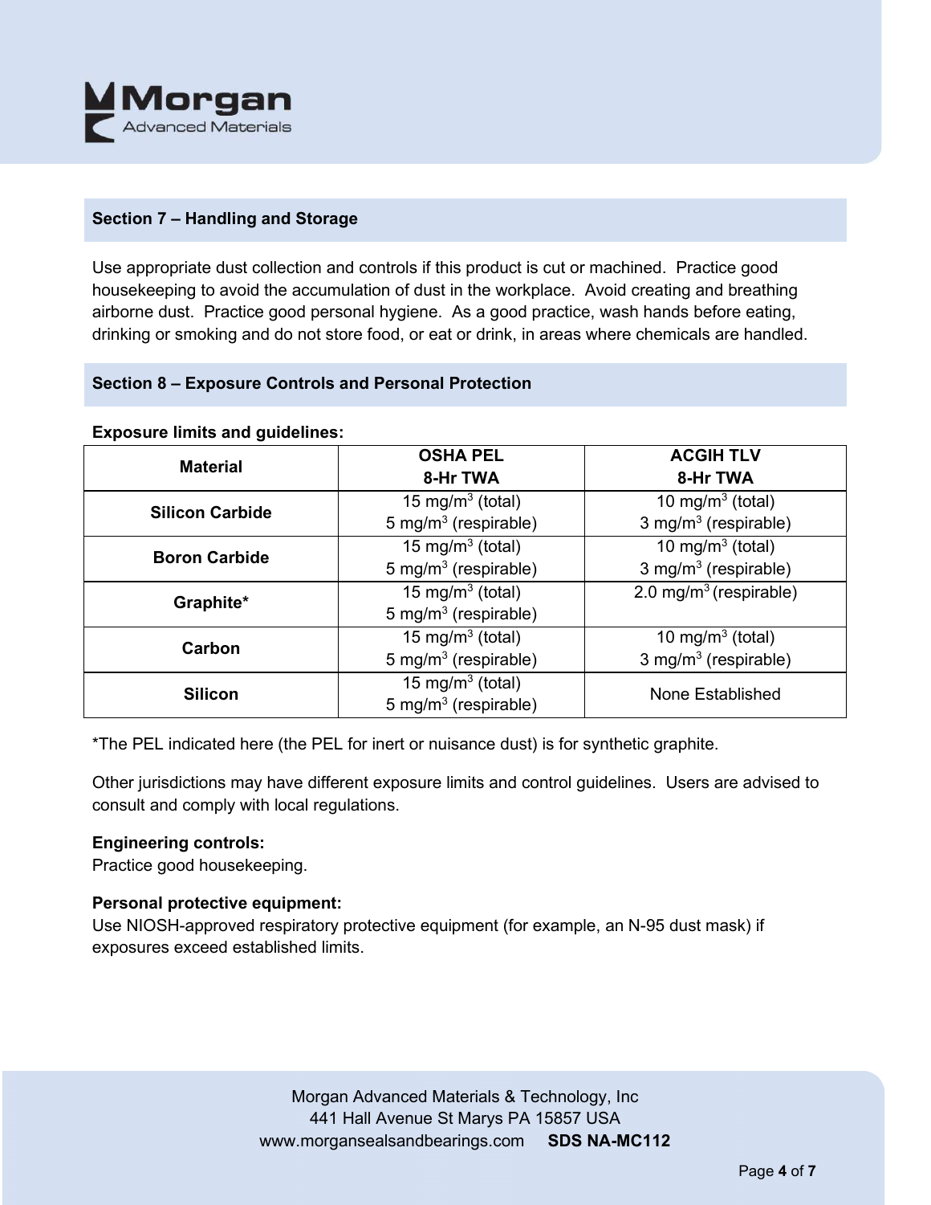## Section 7 – Handling and Storage

Use appropriate dust collection and controls if this product is cut or machined. Practice good housekeeping to avoid the accumulation of dust in the workplace. Avoid creating and breathing airborne dust. Practice good personal hygiene. As a good practice, wash hands before eating, drinking or smoking and do not store food, or eat or drink, in areas where chemicals are handled.

## Section 8 – Exposure Controls and Personal Protection

**Exposure limits and guidelines:**

| Material | OSHA PEL 8-Hr TWA | ACGIH TLV 8-Hr TWA |
|---|---|---|
| **Silicon Carbide** | 15 mg/m$^3$ (total)<br>5 mg/m$^3$ (respirable) | 10 mg/m$^3$ (total)<br>3 mg/m$^3$ (respirable) |
| **Boron Carbide** | 15 mg/m$^3$ (total)<br>5 mg/m$^3$ (respirable) | 10 mg/m$^3$ (total)<br>3 mg/m$^3$ (respirable) |
| **Graphite*** | 15 mg/m$^3$ (total)<br>5 mg/m$^3$ (respirable) | 2.0 mg/m$^3$ (respirable) |
| **Carbon** | 15 mg/m$^3$ (total)<br>5 mg/m$^3$ (respirable) | 10 mg/m$^3$ (total)<br>3 mg/m$^3$ (respirable) |
| **Silicon** | 15 mg/m$^3$ (total)<br>5 mg/m$^3$ (respirable) | None Established |

*The PEL indicated here (the PEL for inert or nuisance dust) is for synthetic graphite.

Other jurisdictions may have different exposure limits and control guidelines. Users are advised to consult and comply with local regulations.

**Engineering controls:**
Practice good housekeeping.

**Personal protective equipment:**
Use NIOSH-approved respiratory protective equipment (for example, an N-95 dust mask) if exposures exceed established limits.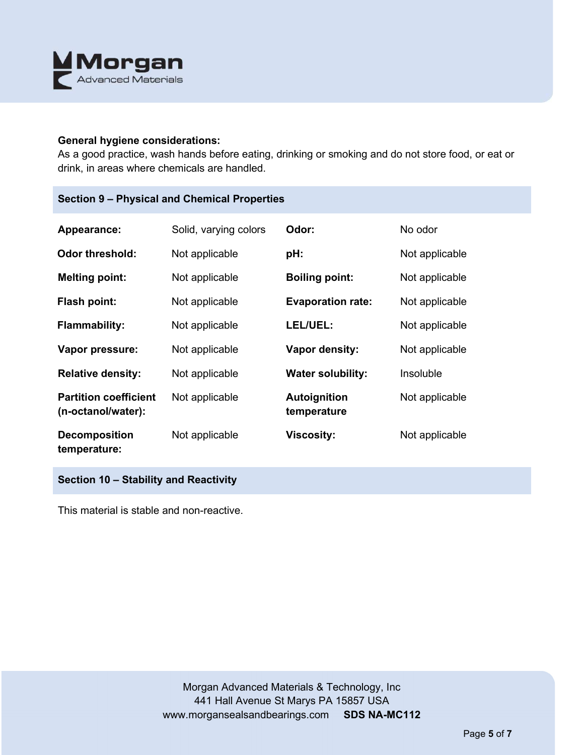**General hygiene considerations:**
As a good practice, wash hands before eating, drinking or smoking and do not store food, or eat or drink, in areas where chemicals are handled.

## Section 9 – Physical and Chemical Properties

| | | | |
|---|---|---|---|
| **Appearance:** | Solid, varying colors | **Odor:** | No odor |
| **Odor threshold:** | Not applicable | **pH:** | Not applicable |
| **Melting point:** | Not applicable | **Boiling point:** | Not applicable |
| **Flash point:** | Not applicable | **Evaporation rate:** | Not applicable |
| **Flammability:** | Not applicable | **LEL/UEL:** | Not applicable |
| **Vapor pressure:** | Not applicable | **Vapor density:** | Not applicable |
| **Relative density:** | Not applicable | **Water solubility:** | Insoluble |
| **Partition coefficient (n-octanol/water):** | Not applicable | **Autoignition temperature** | Not applicable |
| **Decomposition temperature:** | Not applicable | **Viscosity:** | Not applicable |

## Section 10 – Stability and Reactivity

This material is stable and non-reactive.

Morgan Advanced Materials & Technology, Inc
441 Hall Avenue St Marys PA 15857 USA
www.morgansealsandbearings.com **SDS NA-MC112**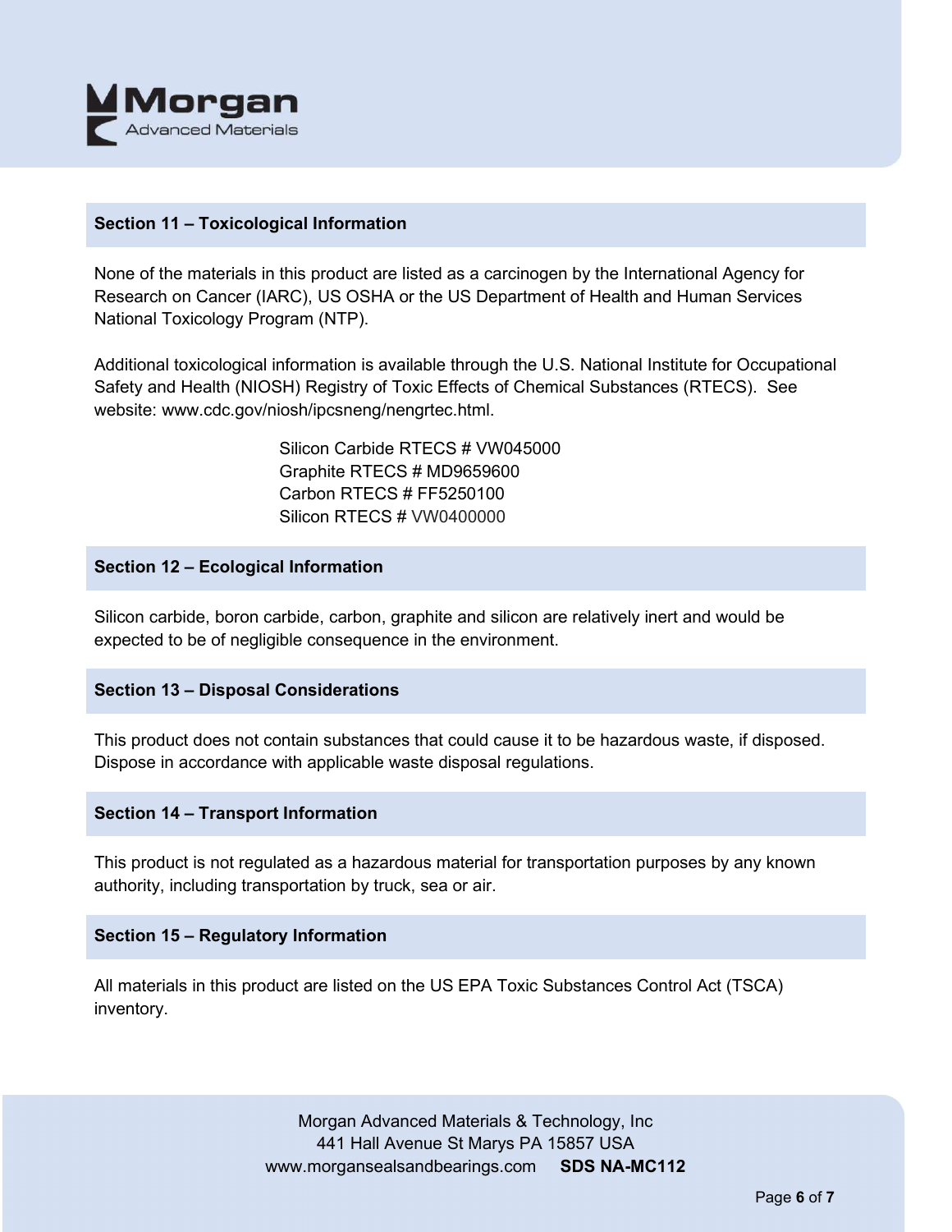## Section 11 – Toxicological Information

None of the materials in this product are listed as a carcinogen by the International Agency for Research on Cancer (IARC), US OSHA or the US Department of Health and Human Services National Toxicology Program (NTP).

Additional toxicological information is available through the U.S. National Institute for Occupational Safety and Health (NIOSH) Registry of Toxic Effects of Chemical Substances (RTECS). See website: www.cdc.gov/niosh/ipcsneng/nengrtec.html.

Silicon Carbide RTECS # VW045000
Graphite RTECS # MD9659600
Carbon RTECS # FF5250100
Silicon RTECS # VW0400000

## Section 12 – Ecological Information

Silicon carbide, boron carbide, carbon, graphite and silicon are relatively inert and would be expected to be of negligible consequence in the environment.

## Section 13 – Disposal Considerations

This product does not contain substances that could cause it to be hazardous waste, if disposed. Dispose in accordance with applicable waste disposal regulations.

## Section 14 – Transport Information

This product is not regulated as a hazardous material for transportation purposes by any known authority, including transportation by truck, sea or air.

## Section 15 – Regulatory Information

All materials in this product are listed on the US EPA Toxic Substances Control Act (TSCA) inventory.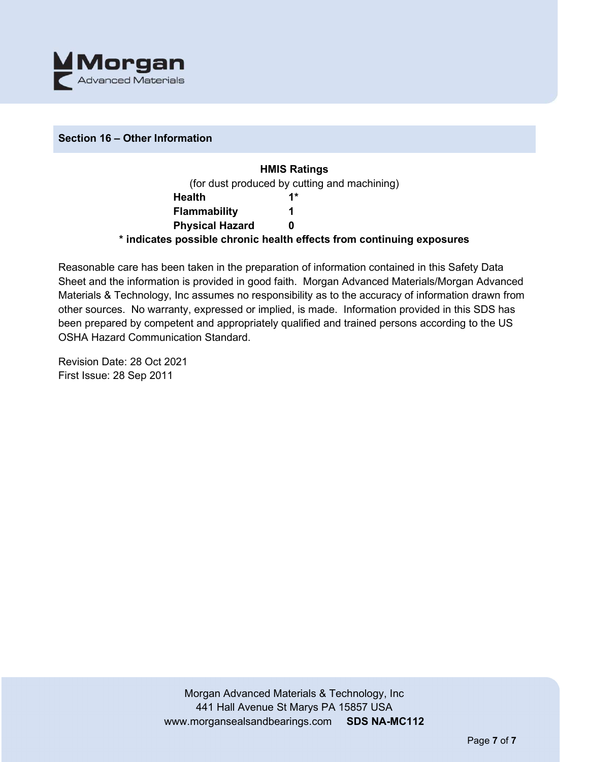## Section 16 – Other Information

**HMIS Ratings**

(for dust produced by cutting and machining)

| | |
|---|---|
| **Health** | **1*** |
| **Flammability** | **1** |
| **Physical Hazard** | **0** |

*** indicates possible chronic health effects from continuing exposures**

Reasonable care has been taken in the preparation of information contained in this Safety Data Sheet and the information is provided in good faith. Morgan Advanced Materials/Morgan Advanced Materials & Technology, Inc assumes no responsibility as to the accuracy of information drawn from other sources. No warranty, expressed or implied, is made. Information provided in this SDS has been prepared by competent and appropriately qualified and trained persons according to the US OSHA Hazard Communication Standard.

Revision Date: 28 Oct 2021
First Issue: 28 Sep 2011